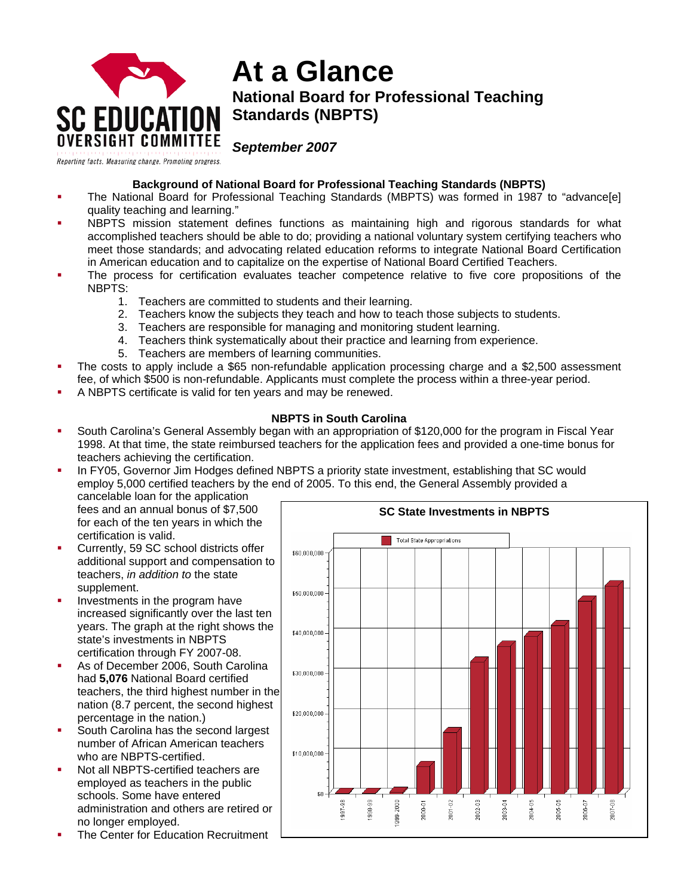# At a Glance

## National Board for Professional Teaching Standards (NBPTS)

***September 2007***

SC EDUCATION OVERSIGHT COMMITTEE

*Reporting facts. Measuring change. Promoting progress.*

### Background of National Board for Professional Teaching Standards (NBPTS)

- The National Board for Professional Teaching Standards (MBPTS) was formed in 1987 to "advance[e] quality teaching and learning."
- NBPTS mission statement defines functions as maintaining high and rigorous standards for what accomplished teachers should be able to do; providing a national voluntary system certifying teachers who meet those standards; and advocating related education reforms to integrate National Board Certification in American education and to capitalize on the expertise of National Board Certified Teachers.
- The process for certification evaluates teacher competence relative to five core propositions of the NBPTS:
    1. Teachers are committed to students and their learning.
    2. Teachers know the subjects they teach and how to teach those subjects to students.
    3. Teachers are responsible for managing and monitoring student learning.
    4. Teachers think systematically about their practice and learning from experience.
    5. Teachers are members of learning communities.
- The costs to apply include a $65 non-refundable application processing charge and a $2,500 assessment fee, of which $500 is non-refundable. Applicants must complete the process within a three-year period.
- A NBPTS certificate is valid for ten years and may be renewed.

### NBPTS in South Carolina

- South Carolina's General Assembly began with an appropriation of $120,000 for the program in Fiscal Year 1998. At that time, the state reimbursed teachers for the application fees and provided a one-time bonus for teachers achieving the certification.
- In FY05, Governor Jim Hodges defined NBPTS a priority state investment, establishing that SC would employ 5,000 certified teachers by the end of 2005. To this end, the General Assembly provided a cancelable loan for the application fees and an annual bonus of $7,500 for each of the ten years in which the certification is valid.
- Currently, 59 SC school districts offer additional support and compensation to teachers, *in addition to* the state supplement.
- Investments in the program have increased significantly over the last ten years. The graph at the right shows the state's investments in NBPTS certification through FY 2007-08.
- As of December 2006, South Carolina had **5,076** National Board certified teachers, the third highest number in the nation (8.7 percent, the second highest percentage in the nation.)
- South Carolina has the second largest number of African American teachers who are NBPTS-certified.
- Not all NBPTS-certified teachers are employed as teachers in the public schools. Some have entered administration and others are retired or no longer employed.
- The Center for Education Recruitment

**SC State Investments in NBPTS**

Legend: Total State Appropriations

Y-axis: $0, $10,000,000, $20,000,000, $30,000,000, $40,000,000, $50,000,000, $60,000,000

X-axis: 1997-98, 1998-99, 1999-2000, 2000-01, 2001-02, 2002-03, 2003-04, 2004-05, 2005-06, 2006-07, 2007-08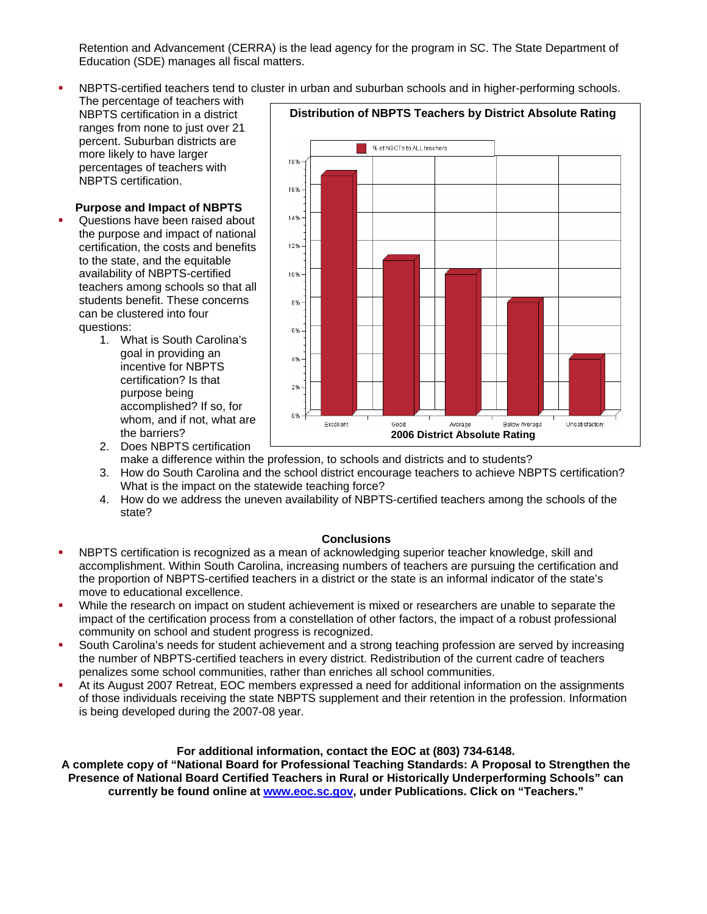Retention and Advancement (CERRA) is the lead agency for the program in SC. The State Department of Education (SDE) manages all fiscal matters.

- NBPTS-certified teachers tend to cluster in urban and suburban schools and in higher-performing schools. The percentage of teachers with NBPTS certification in a district ranges from none to just over 21 percent. Suburban districts are more likely to have larger percentages of teachers with NBPTS certification.

**Distribution of NBPTS Teachers by District Absolute Rating**

% of NBCTs to ALL teachers

18%
16%
14%
12%
10%
8%
6%
4%
2%
0%

Excellent
Good
Average
Below Average
Unsatisfactory

**2006 District Absolute Rating**

### Purpose and Impact of NBPTS

- Questions have been raised about the purpose and impact of national certification, the costs and benefits to the state, and the equitable availability of NBPTS-certified teachers among schools so that all students benefit. These concerns can be clustered into four questions:
    1. What is South Carolina's goal in providing an incentive for NBPTS certification? Is that purpose being accomplished? If so, for whom, and if not, what are the barriers?
    2. Does NBPTS certification make a difference within the profession, to schools and districts and to students?
    3. How do South Carolina and the school district encourage teachers to achieve NBPTS certification? What is the impact on the statewide teaching force?
    4. How do we address the uneven availability of NBPTS-certified teachers among the schools of the state?

### Conclusions

- NBPTS certification is recognized as a mean of acknowledging superior teacher knowledge, skill and accomplishment. Within South Carolina, increasing numbers of teachers are pursuing the certification and the proportion of NBPTS-certified teachers in a district or the state is an informal indicator of the state's move to educational excellence.
- While the research on impact on student achievement is mixed or researchers are unable to separate the impact of the certification process from a constellation of other factors, the impact of a robust professional community on school and student progress is recognized.
- South Carolina's needs for student achievement and a strong teaching profession are served by increasing the number of NBPTS-certified teachers in every district. Redistribution of the current cadre of teachers penalizes some school communities, rather than enriches all school communities.
- At its August 2007 Retreat, EOC members expressed a need for additional information on the assignments of those individuals receiving the state NBPTS supplement and their retention in the profession. Information is being developed during the 2007-08 year.

**For additional information, contact the EOC at (803) 734-6148.**
**A complete copy of "National Board for Professional Teaching Standards: A Proposal to Strengthen the Presence of National Board Certified Teachers in Rural or Historically Underperforming Schools" can currently be found online at [www.eoc.sc.gov](http://www.eoc.sc.gov), under Publications. Click on "Teachers."**